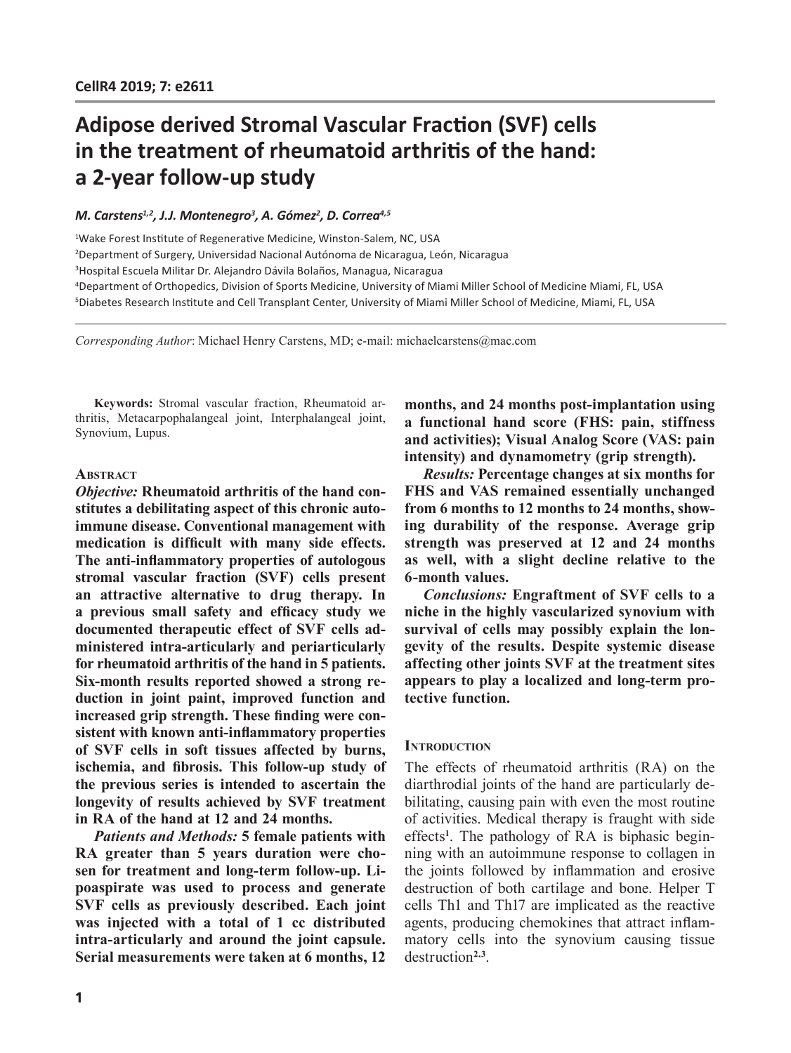# Adipose derived Stromal Vascular Fraction (SVF) cells in the treatment of rheumatoid arthritis of the hand: a 2-year follow-up study

*M. Carstens[1,2], J.J. Montenegro[3], A. Gómez[2], D. Correa[4,5]*

[1]Wake Forest Institute of Regenerative Medicine, Winston-Salem, NC, USA
[2]Department of Surgery, Universidad Nacional Autónoma de Nicaragua, León, Nicaragua
[3]Hospital Escuela Militar Dr. Alejandro Dávila Bolaños, Managua, Nicaragua
[4]Department of Orthopedics, Division of Sports Medicine, University of Miami Miller School of Medicine Miami, FL, USA
[5]Diabetes Research Institute and Cell Transplant Center, University of Miami Miller School of Medicine, Miami, FL, USA

*Corresponding Author*: Michael Henry Carstens, MD; e-mail: michaelcarstens@mac.com

**Keywords:** Stromal vascular fraction, Rheumatoid arthritis, Metacarpophalangeal joint, Interphalangeal joint, Synovium, Lupus.

## Abstract

***Objective:*** **Rheumatoid arthritis of the hand constitutes a debilitating aspect of this chronic autoimmune disease. Conventional management with medication is difficult with many side effects. The anti-inflammatory properties of autologous stromal vascular fraction (SVF) cells present an attractive alternative to drug therapy. In a previous small safety and efficacy study we documented therapeutic effect of SVF cells administered intra-articularly and periarticularly for rheumatoid arthritis of the hand in 5 patients. Six-month results reported showed a strong reduction in joint paint, improved function and increased grip strength. These finding were consistent with known anti-inflammatory properties of SVF cells in soft tissues affected by burns, ischemia, and fibrosis. This follow-up study of the previous series is intended to ascertain the longevity of results achieved by SVF treatment in RA of the hand at 12 and 24 months.**

***Patients and Methods:*** **5 female patients with RA greater than 5 years duration were chosen for treatment and long-term follow-up. Lipoaspirate was used to process and generate SVF cells as previously described. Each joint was injected with a total of 1 cc distributed intra-articularly and around the joint capsule. Serial measurements were taken at 6 months, 12 months, and 24 months post-implantation using a functional hand score (FHS: pain, stiffness and activities); Visual Analog Score (VAS: pain intensity) and dynamometry (grip strength).**

***Results:*** **Percentage changes at six months for FHS and VAS remained essentially unchanged from 6 months to 12 months to 24 months, showing durability of the response. Average grip strength was preserved at 12 and 24 months as well, with a slight decline relative to the 6-month values.**

***Conclusions:*** **Engraftment of SVF cells to a niche in the highly vascularized synovium with survival of cells may possibly explain the longevity of the results. Despite systemic disease affecting other joints SVF at the treatment sites appears to play a localized and long-term protective function.**

## Introduction

The effects of rheumatoid arthritis (RA) on the diarthrodial joints of the hand are particularly debilitating, causing pain with even the most routine of activities. Medical therapy is fraught with side effects[1]. The pathology of RA is biphasic beginning with an autoimmune response to collagen in the joints followed by inflammation and erosive destruction of both cartilage and bone. Helper T cells Th1 and Th17 are implicated as the reactive agents, producing chemokines that attract inflammatory cells into the synovium causing tissue destruction[2,3].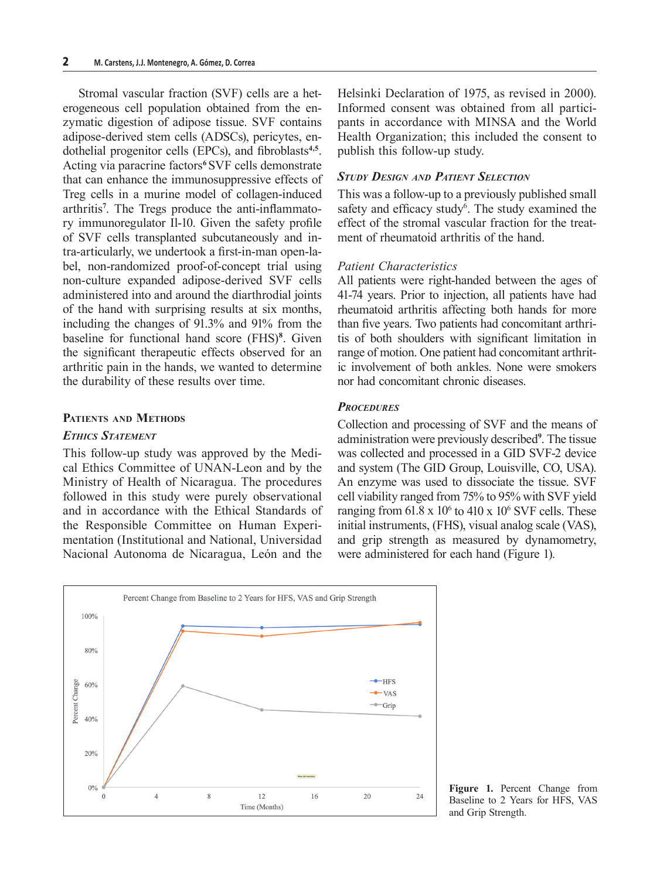Stromal vascular fraction (SVF) cells are a heterogeneous cell population obtained from the enzymatic digestion of adipose tissue. SVF contains adipose-derived stem cells (ADSCs), pericytes, endothelial progenitor cells (EPCs), and fibroblasts[4,5]. Acting via paracrine factors[6] SVF cells demonstrate that can enhance the immunosuppressive effects of Treg cells in a murine model of collagen-induced arthritis[7]. The Tregs produce the anti-inflammatory immunoregulator Il-10. Given the safety profile of SVF cells transplanted subcutaneously and intra-articularly, we undertook a first-in-man open-label, non-randomized proof-of-concept trial using non-culture expanded adipose-derived SVF cells administered into and around the diarthrodial joints of the hand with surprising results at six months, including the changes of 91.3% and 91% from the baseline for functional hand score (FHS)[8]. Given the significant therapeutic effects observed for an arthritic pain in the hands, we wanted to determine the durability of these results over time.

## Patients and Methods

### *Ethics Statement*

This follow-up study was approved by the Medical Ethics Committee of UNAN-Leon and by the Ministry of Health of Nicaragua. The procedures followed in this study were purely observational and in accordance with the Ethical Standards of the Responsible Committee on Human Experimentation (Institutional and National, Universidad Nacional Autonoma de Nicaragua, León and the Helsinki Declaration of 1975, as revised in 2000). Informed consent was obtained from all participants in accordance with MINSA and the World Health Organization; this included the consent to publish this follow-up study.

### *Study Design and Patient Selection*

This was a follow-up to a previously published small safety and efficacy study[6]. The study examined the effect of the stromal vascular fraction for the treatment of rheumatoid arthritis of the hand.

#### *Patient Characteristics*

All patients were right-handed between the ages of 41-74 years. Prior to injection, all patients have had rheumatoid arthritis affecting both hands for more than five years. Two patients had concomitant arthritis of both shoulders with significant limitation in range of motion. One patient had concomitant arthritic involvement of both ankles. None were smokers nor had concomitant chronic diseases.

### *Procedures*

Collection and processing of SVF and the means of administration were previously described[9]. The tissue was collected and processed in a GID SVF-2 device and system (The GID Group, Louisville, CO, USA). An enzyme was used to dissociate the tissue. SVF cell viability ranged from 75% to 95% with SVF yield ranging from $61.8 \times 10^6$ to $410 \times 10^6$ SVF cells. These initial instruments, (FHS), visual analog scale (VAS), and grip strength as measured by dynamometry, were administered for each hand (Figure 1).

**Figure 1.** Percent Change from Baseline to 2 Years for HFS, VAS and Grip Strength.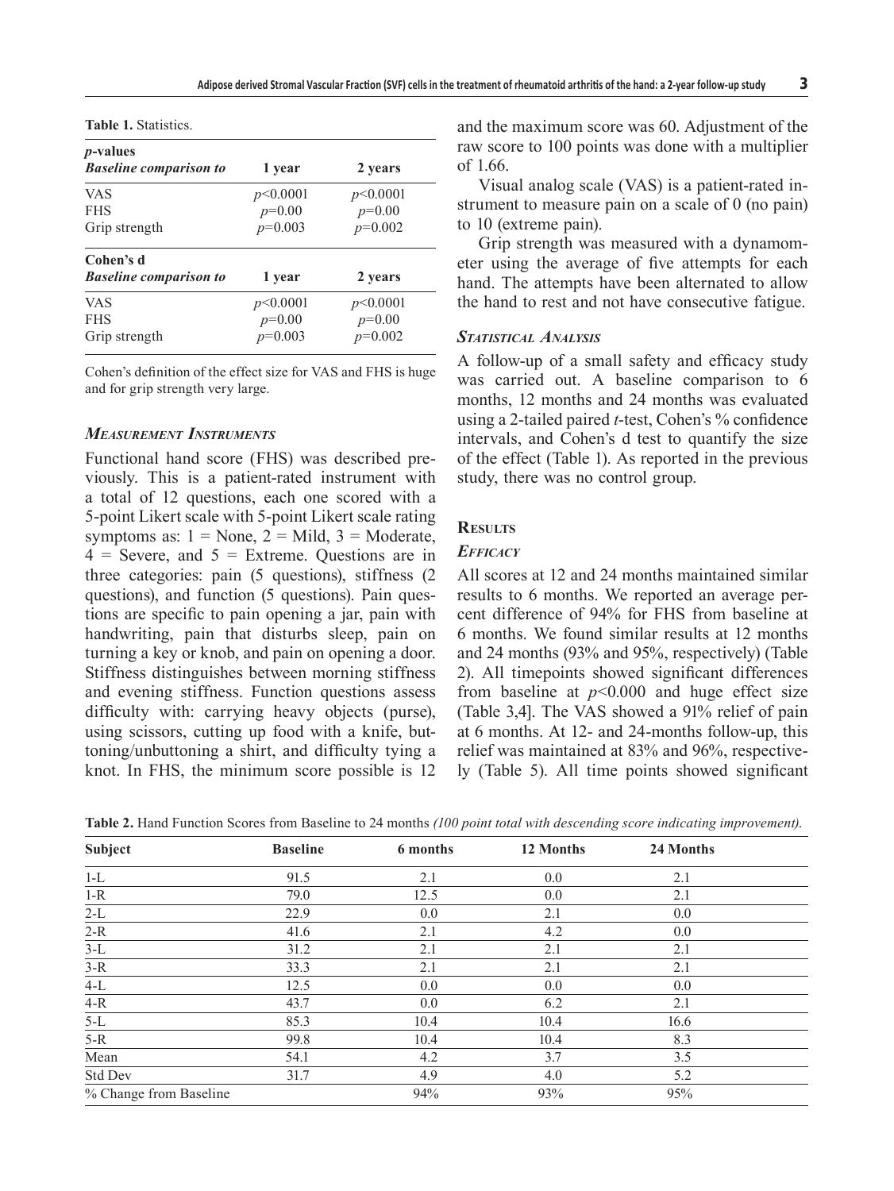**Table 1.** Statistics.

| *p*-values *Baseline comparison to* | 1 year | 2 years |
|---|---|---|
| VAS | $p<0.0001$ | $p<0.0001$ |
| FHS | $p=0.00$ | $p=0.00$ |
| Grip strength | $p=0.003$ | $p=0.002$ |
| **Cohen's d** *Baseline comparison to* | **1 year** | **2 years** |
| VAS | $p<0.0001$ | $p<0.0001$ |
| FHS | $p=0.00$ | $p=0.00$ |
| Grip strength | $p=0.003$ | $p=0.002$ |

Cohen's definition of the effect size for VAS and FHS is huge and for grip strength very large.

### *Measurement Instruments*

Functional hand score (FHS) was described previously. This is a patient-rated instrument with a total of 12 questions, each one scored with a 5-point Likert scale with 5-point Likert scale rating symptoms as: 1 = None, 2 = Mild, 3 = Moderate, 4 = Severe, and 5 = Extreme. Questions are in three categories: pain (5 questions), stiffness (2 questions), and function (5 questions). Pain questions are specific to pain opening a jar, pain with handwriting, pain that disturbs sleep, pain on turning a key or knob, and pain on opening a door. Stiffness distinguishes between morning stiffness and evening stiffness. Function questions assess difficulty with: carrying heavy objects (purse), using scissors, cutting up food with a knife, buttoning/unbuttoning a shirt, and difficulty tying a knot. In FHS, the minimum score possible is 12 and the maximum score was 60. Adjustment of the raw score to 100 points was done with a multiplier of 1.66.

Visual analog scale (VAS) is a patient-rated instrument to measure pain on a scale of 0 (no pain) to 10 (extreme pain).

Grip strength was measured with a dynamometer using the average of five attempts for each hand. The attempts have been alternated to allow the hand to rest and not have consecutive fatigue.

### *Statistical Analysis*

A follow-up of a small safety and efficacy study was carried out. A baseline comparison to 6 months, 12 months and 24 months was evaluated using a 2-tailed paired *t*-test, Cohen's % confidence intervals, and Cohen's d test to quantify the size of the effect (Table 1). As reported in the previous study, there was no control group.

## Results

### *Efficacy*

All scores at 12 and 24 months maintained similar results to 6 months. We reported an average percent difference of 94% for FHS from baseline at 6 months. We found similar results at 12 months and 24 months (93% and 95%, respectively) (Table 2). All timepoints showed significant differences from baseline at $p<0.000$ and huge effect size (Table 3,4]. The VAS showed a 91% relief of pain at 6 months. At 12- and 24-months follow-up, this relief was maintained at 83% and 96%, respectively (Table 5). All time points showed significant

**Table 2.** Hand Function Scores from Baseline to 24 months *(100 point total with descending score indicating improvement).*

| Subject | Baseline | 6 months | 12 Months | 24 Months |
|---|---|---|---|---|
| 1-L | 91.5 | 2.1 | 0.0 | 2.1 |
| 1-R | 79.0 | 12.5 | 0.0 | 2.1 |
| 2-L | 22.9 | 0.0 | 2.1 | 0.0 |
| 2-R | 41.6 | 2.1 | 4.2 | 0.0 |
| 3-L | 31.2 | 2.1 | 2.1 | 2.1 |
| 3-R | 33.3 | 2.1 | 2.1 | 2.1 |
| 4-L | 12.5 | 0.0 | 0.0 | 0.0 |
| 4-R | 43.7 | 0.0 | 6.2 | 2.1 |
| 5-L | 85.3 | 10.4 | 10.4 | 16.6 |
| 5-R | 99.8 | 10.4 | 10.4 | 8.3 |
| Mean | 54.1 | 4.2 | 3.7 | 3.5 |
| Std Dev | 31.7 | 4.9 | 4.0 | 5.2 |
| % Change from Baseline | | 94% | 93% | 95% |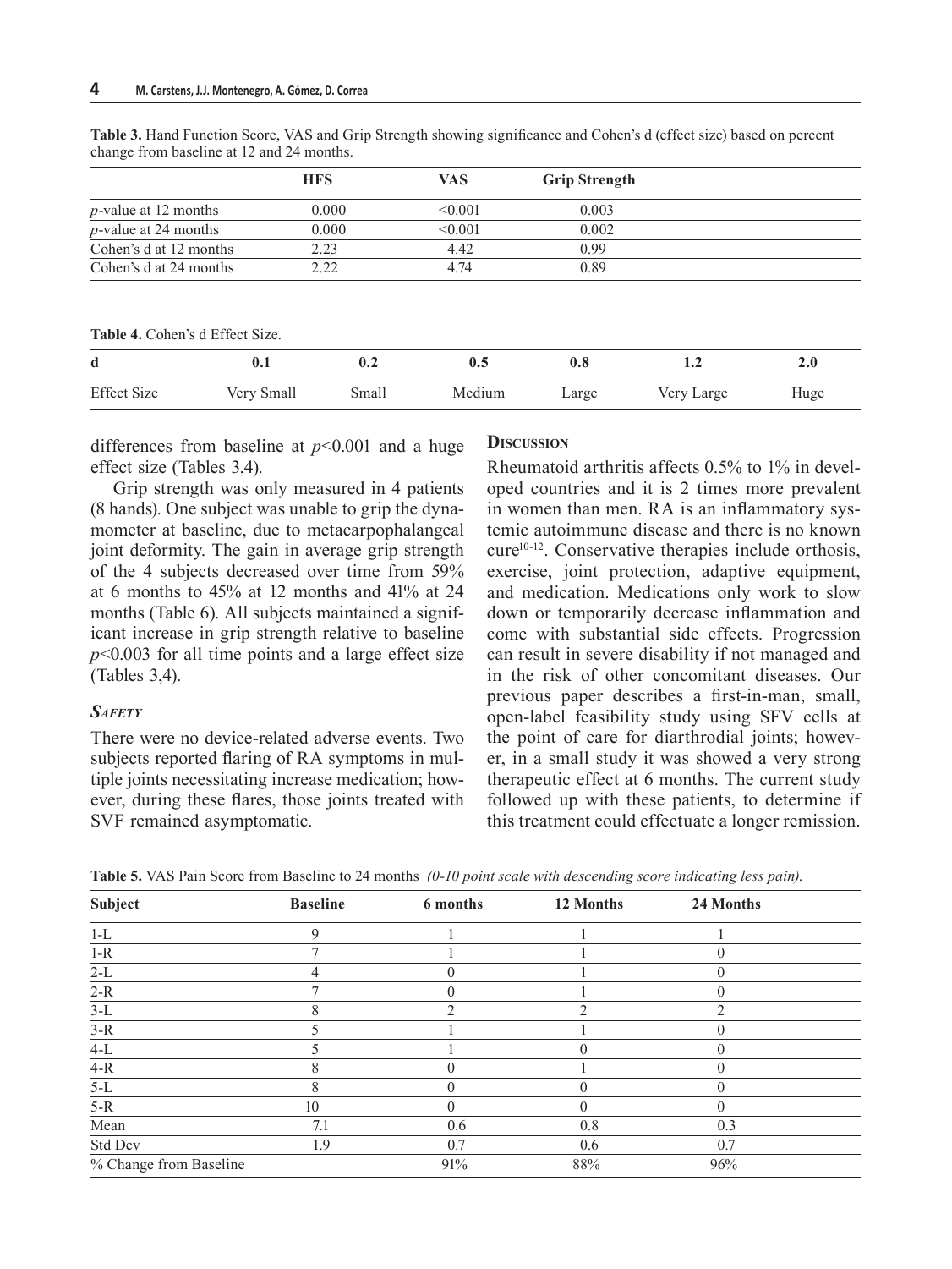**Table 3.** Hand Function Score, VAS and Grip Strength showing significance and Cohen's d (effect size) based on percent change from baseline at 12 and 24 months.

| | HFS | VAS | Grip Strength |
|---|---|---|---|
| *p*-value at 12 months | 0.000 | <0.001 | 0.003 |
| *p*-value at 24 months | 0.000 | <0.001 | 0.002 |
| Cohen's d at 12 months | 2.23 | 4.42 | 0.99 |
| Cohen's d at 24 months | 2.22 | 4.74 | 0.89 |

**Table 4.** Cohen's d Effect Size.

| d | 0.1 | 0.2 | 0.5 | 0.8 | 1.2 | 2.0 |
|---|---|---|---|---|---|---|
| Effect Size | Very Small | Small | Medium | Large | Very Large | Huge |

differences from baseline at $p<0.001$ and a huge effect size (Tables 3,4).

Grip strength was only measured in 4 patients (8 hands). One subject was unable to grip the dynamometer at baseline, due to metacarpophalangeal joint deformity. The gain in average grip strength of the 4 subjects decreased over time from 59% at 6 months to 45% at 12 months and 41% at 24 months (Table 6). All subjects maintained a significant increase in grip strength relative to baseline $p<0.003$ for all time points and a large effect size (Tables 3,4).

### *Safety*

There were no device-related adverse events. Two subjects reported flaring of RA symptoms in multiple joints necessitating increase medication; however, during these flares, those joints treated with SVF remained asymptomatic.

## Discussion

Rheumatoid arthritis affects 0.5% to 1% in developed countries and it is 2 times more prevalent in women than men. RA is an inflammatory systemic autoimmune disease and there is no known cure[10-12]. Conservative therapies include orthosis, exercise, joint protection, adaptive equipment, and medication. Medications only work to slow down or temporarily decrease inflammation and come with substantial side effects. Progression can result in severe disability if not managed and in the risk of other concomitant diseases. Our previous paper describes a first-in-man, small, open-label feasibility study using SFV cells at the point of care for diarthrodial joints; however, in a small study it was showed a very strong therapeutic effect at 6 months. The current study followed up with these patients, to determine if this treatment could effectuate a longer remission.

**Table 5.** VAS Pain Score from Baseline to 24 months *(0-10 point scale with descending score indicating less pain).*

| Subject | Baseline | 6 months | 12 Months | 24 Months |
|---|---|---|---|---|
| 1-L | 9 | 1 | 1 | 1 |
| 1-R | 7 | 1 | 1 | 0 |
| 2-L | 4 | 0 | 1 | 0 |
| 2-R | 7 | 0 | 1 | 0 |
| 3-L | 8 | 2 | 2 | 2 |
| 3-R | 5 | 1 | 1 | 0 |
| 4-L | 5 | 1 | 0 | 0 |
| 4-R | 8 | 0 | 1 | 0 |
| 5-L | 8 | 0 | 0 | 0 |
| 5-R | 10 | 0 | 0 | 0 |
| Mean | 7.1 | 0.6 | 0.8 | 0.3 |
| Std Dev | 1.9 | 0.7 | 0.6 | 0.7 |
| % Change from Baseline | | 91% | 88% | 96% |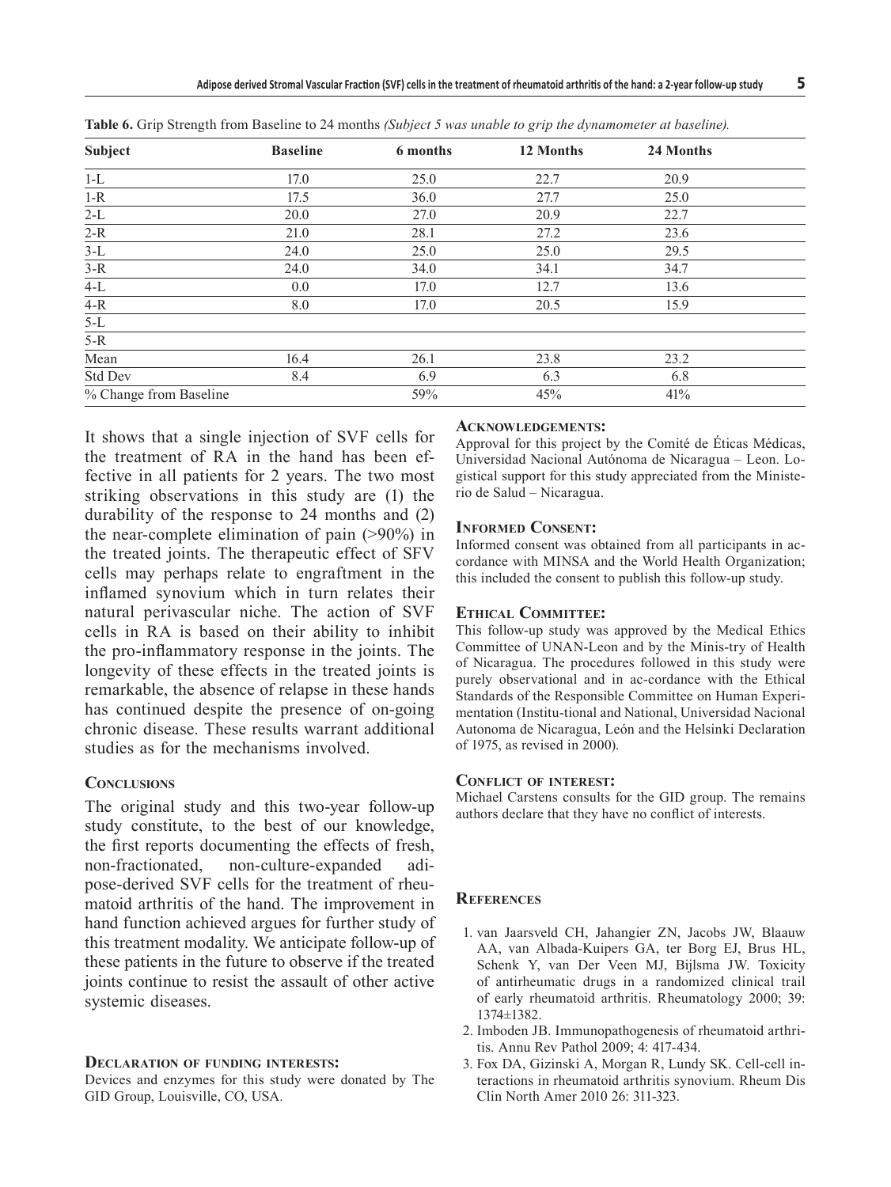**Table 6.** Grip Strength from Baseline to 24 months *(Subject 5 was unable to grip the dynamometer at baseline).*

| Subject | Baseline | 6 months | 12 Months | 24 Months |
|---|---|---|---|---|
| 1-L | 17.0 | 25.0 | 22.7 | 20.9 |
| 1-R | 17.5 | 36.0 | 27.7 | 25.0 |
| 2-L | 20.0 | 27.0 | 20.9 | 22.7 |
| 2-R | 21.0 | 28.1 | 27.2 | 23.6 |
| 3-L | 24.0 | 25.0 | 25.0 | 29.5 |
| 3-R | 24.0 | 34.0 | 34.1 | 34.7 |
| 4-L | 0.0 | 17.0 | 12.7 | 13.6 |
| 4-R | 8.0 | 17.0 | 20.5 | 15.9 |
| 5-L | | | | |
| 5-R | | | | |
| Mean | 16.4 | 26.1 | 23.8 | 23.2 |
| Std Dev | 8.4 | 6.9 | 6.3 | 6.8 |
| % Change from Baseline | | 59% | 45% | 41% |

It shows that a single injection of SVF cells for the treatment of RA in the hand has been effective in all patients for 2 years. The two most striking observations in this study are (1) the durability of the response to 24 months and (2) the near-complete elimination of pain (>90%) in the treated joints. The therapeutic effect of SFV cells may perhaps relate to engraftment in the inflamed synovium which in turn relates their natural perivascular niche. The action of SVF cells in RA is based on their ability to inhibit the pro-inflammatory response in the joints. The longevity of these effects in the treated joints is remarkable, the absence of relapse in these hands has continued despite the presence of on-going chronic disease. These results warrant additional studies as for the mechanisms involved.

## Conclusions

The original study and this two-year follow-up study constitute, to the best of our knowledge, the first reports documenting the effects of fresh, non-fractionated, non-culture-expanded adipose-derived SVF cells for the treatment of rheumatoid arthritis of the hand. The improvement in hand function achieved argues for further study of this treatment modality. We anticipate follow-up of these patients in the future to observe if the treated joints continue to resist the assault of other active systemic diseases.

## Declaration of funding interests:

Devices and enzymes for this study were donated by The GID Group, Louisville, CO, USA.

## Acknowledgements:

Approval for this project by the Comité de Éticas Médicas, Universidad Nacional Autónoma de Nicaragua – Leon. Logistical support for this study appreciated from the Ministerio de Salud – Nicaragua.

## Informed Consent:

Informed consent was obtained from all participants in accordance with MINSA and the World Health Organization; this included the consent to publish this follow-up study.

## Ethical Committee:

This follow-up study was approved by the Medical Ethics Committee of UNAN-Leon and by the Minis-try of Health of Nicaragua. The procedures followed in this study were purely observational and in ac-cordance with the Ethical Standards of the Responsible Committee on Human Experimentation (Institu-tional and National, Universidad Nacional Autonoma de Nicaragua, León and the Helsinki Declaration of 1975, as revised in 2000).

## Conflict of interest:

Michael Carstens consults for the GID group. The remains authors declare that they have no conflict of interests.

## References

1. van Jaarsveld CH, Jahangier ZN, Jacobs JW, Blaauw AA, van Albada-Kuipers GA, ter Borg EJ, Brus HL, Schenk Y, van Der Veen MJ, Bijlsma JW. Toxicity of antirheumatic drugs in a randomized clinical trail of early rheumatoid arthritis. Rheumatology 2000; 39: 1374±1382.
2. Imboden JB. Immunopathogenesis of rheumatoid arthritis. Annu Rev Pathol 2009; 4: 417-434.
3. Fox DA, Gizinski A, Morgan R, Lundy SK. Cell-cell interactions in rheumatoid arthritis synovium. Rheum Dis Clin North Amer 2010 26: 311-323.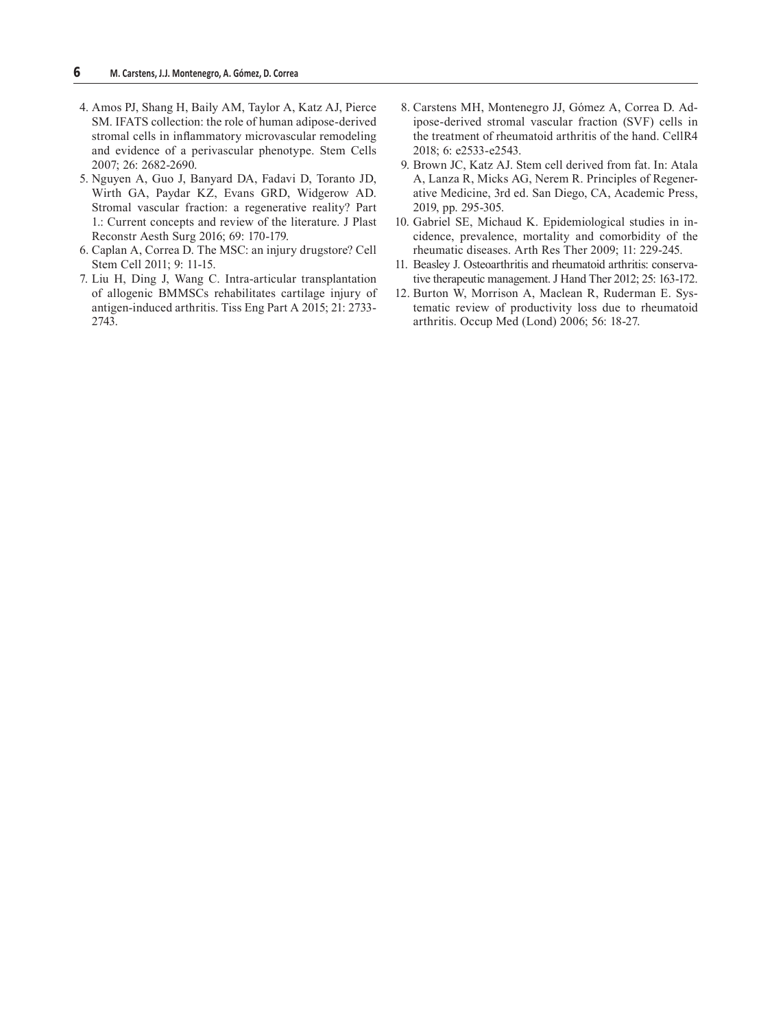4. Amos PJ, Shang H, Baily AM, Taylor A, Katz AJ, Pierce SM. IFATS collection: the role of human adipose-derived stromal cells in inflammatory microvascular remodeling and evidence of a perivascular phenotype. Stem Cells 2007; 26: 2682-2690.
5. Nguyen A, Guo J, Banyard DA, Fadavi D, Toranto JD, Wirth GA, Paydar KZ, Evans GRD, Widgerow AD. Stromal vascular fraction: a regenerative reality? Part 1.: Current concepts and review of the literature. J Plast Reconstr Aesth Surg 2016; 69: 170-179.
6. Caplan A, Correa D. The MSC: an injury drugstore? Cell Stem Cell 2011; 9: 11-15.
7. Liu H, Ding J, Wang C. Intra-articular transplantation of allogenic BMMSCs rehabilitates cartilage injury of antigen-induced arthritis. Tiss Eng Part A 2015; 21: 2733-2743.
8. Carstens MH, Montenegro JJ, Gómez A, Correa D. Adipose-derived stromal vascular fraction (SVF) cells in the treatment of rheumatoid arthritis of the hand. CellR4 2018; 6: e2533-e2543.
9. Brown JC, Katz AJ. Stem cell derived from fat. In: Atala A, Lanza R, Micks AG, Nerem R. Principles of Regenerative Medicine, 3rd ed. San Diego, CA, Academic Press, 2019, pp. 295-305.
10. Gabriel SE, Michaud K. Epidemiological studies in incidence, prevalence, mortality and comorbidity of the rheumatic diseases. Arth Res Ther 2009; 11: 229-245.
11. Beasley J. Osteoarthritis and rheumatoid arthritis: conservative therapeutic management. J Hand Ther 2012; 25: 163-172.
12. Burton W, Morrison A, Maclean R, Ruderman E. Systematic review of productivity loss due to rheumatoid arthritis. Occup Med (Lond) 2006; 56: 18-27.